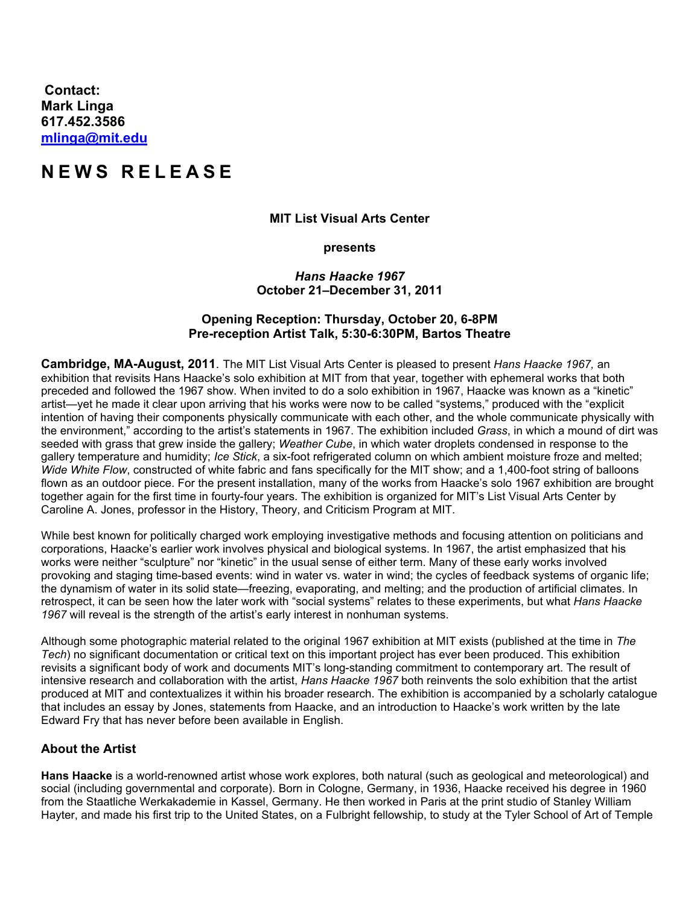**Contact:**
**Mark Linga**
**617.452.3586**
**mlinga@mit.edu**

# N E W S R E L E A S E

**MIT List Visual Arts Center**

**presents**

***Hans Haacke 1967***
**October 21–December 31, 2011**

**Opening Reception: Thursday, October 20, 6-8PM**
**Pre-reception Artist Talk, 5:30-6:30PM, Bartos Theatre**

**Cambridge, MA-August, 2011**. The MIT List Visual Arts Center is pleased to present *Hans Haacke 1967,* an exhibition that revisits Hans Haacke's solo exhibition at MIT from that year, together with ephemeral works that both preceded and followed the 1967 show. When invited to do a solo exhibition in 1967, Haacke was known as a "kinetic" artist—yet he made it clear upon arriving that his works were now to be called "systems," produced with the "explicit intention of having their components physically communicate with each other, and the whole communicate physically with the environment," according to the artist's statements in 1967. The exhibition included *Grass*, in which a mound of dirt was seeded with grass that grew inside the gallery; *Weather Cube*, in which water droplets condensed in response to the gallery temperature and humidity; *Ice Stick*, a six-foot refrigerated column on which ambient moisture froze and melted; *Wide White Flow*, constructed of white fabric and fans specifically for the MIT show; and a 1,400-foot string of balloons flown as an outdoor piece. For the present installation, many of the works from Haacke's solo 1967 exhibition are brought together again for the first time in fourty-four years. The exhibition is organized for MIT's List Visual Arts Center by Caroline A. Jones, professor in the History, Theory, and Criticism Program at MIT.

While best known for politically charged work employing investigative methods and focusing attention on politicians and corporations, Haacke's earlier work involves physical and biological systems. In 1967, the artist emphasized that his works were neither "sculpture" nor "kinetic" in the usual sense of either term. Many of these early works involved provoking and staging time-based events: wind in water vs. water in wind; the cycles of feedback systems of organic life; the dynamism of water in its solid state—freezing, evaporating, and melting; and the production of artificial climates. In retrospect, it can be seen how the later work with "social systems" relates to these experiments, but what *Hans Haacke 1967* will reveal is the strength of the artist's early interest in nonhuman systems.

Although some photographic material related to the original 1967 exhibition at MIT exists (published at the time in *The Tech*) no significant documentation or critical text on this important project has ever been produced. This exhibition revisits a significant body of work and documents MIT's long-standing commitment to contemporary art. The result of intensive research and collaboration with the artist, *Hans Haacke 1967* both reinvents the solo exhibition that the artist produced at MIT and contextualizes it within his broader research. The exhibition is accompanied by a scholarly catalogue that includes an essay by Jones, statements from Haacke, and an introduction to Haacke's work written by the late Edward Fry that has never before been available in English.

### About the Artist

**Hans Haacke** is a world-renowned artist whose work explores, both natural (such as geological and meteorological) and social (including governmental and corporate). Born in Cologne, Germany, in 1936, Haacke received his degree in 1960 from the Staatliche Werkakademie in Kassel, Germany. He then worked in Paris at the print studio of Stanley William Hayter, and made his first trip to the United States, on a Fulbright fellowship, to study at the Tyler School of Art of Temple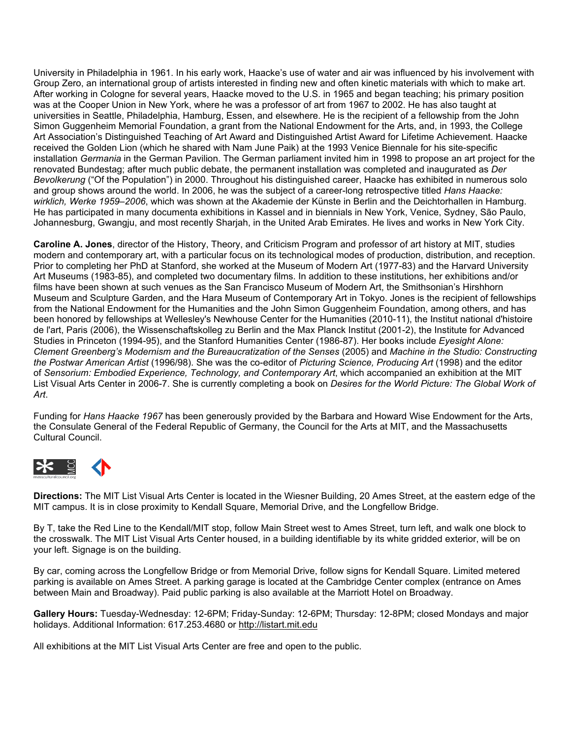University in Philadelphia in 1961. In his early work, Haacke's use of water and air was influenced by his involvement with Group Zero, an international group of artists interested in finding new and often kinetic materials with which to make art. After working in Cologne for several years, Haacke moved to the U.S. in 1965 and began teaching; his primary position was at the Cooper Union in New York, where he was a professor of art from 1967 to 2002. He has also taught at universities in Seattle, Philadelphia, Hamburg, Essen, and elsewhere. He is the recipient of a fellowship from the John Simon Guggenheim Memorial Foundation, a grant from the National Endowment for the Arts, and, in 1993, the College Art Association's Distinguished Teaching of Art Award and Distinguished Artist Award for Lifetime Achievement. Haacke received the Golden Lion (which he shared with Nam June Paik) at the 1993 Venice Biennale for his site-specific installation *Germania* in the German Pavilion. The German parliament invited him in 1998 to propose an art project for the renovated Bundestag; after much public debate, the permanent installation was completed and inaugurated as *Der Bevolkerung* ("Of the Population") in 2000. Throughout his distinguished career, Haacke has exhibited in numerous solo and group shows around the world. In 2006, he was the subject of a career-long retrospective titled *Hans Haacke: wirklich, Werke 1959–2006*, which was shown at the Akademie der Künste in Berlin and the Deichtorhallen in Hamburg. He has participated in many documenta exhibitions in Kassel and in biennials in New York, Venice, Sydney, São Paulo, Johannesburg, Gwangju, and most recently Sharjah, in the United Arab Emirates. He lives and works in New York City.

**Caroline A. Jones**, director of the History, Theory, and Criticism Program and professor of art history at MIT, studies modern and contemporary art, with a particular focus on its technological modes of production, distribution, and reception. Prior to completing her PhD at Stanford, she worked at the Museum of Modern Art (1977-83) and the Harvard University Art Museums (1983-85), and completed two documentary films. In addition to these institutions, her exhibitions and/or films have been shown at such venues as the San Francisco Museum of Modern Art, the Smithsonian's Hirshhorn Museum and Sculpture Garden, and the Hara Museum of Contemporary Art in Tokyo. Jones is the recipient of fellowships from the National Endowment for the Humanities and the John Simon Guggenheim Foundation, among others, and has been honored by fellowships at Wellesley's Newhouse Center for the Humanities (2010-11), the Institut national d'histoire de l'art, Paris (2006), the Wissenschaftskolleg zu Berlin and the Max Planck Institut (2001-2), the Institute for Advanced Studies in Princeton (1994-95), and the Stanford Humanities Center (1986-87). Her books include *Eyesight Alone: Clement Greenberg's Modernism and the Bureaucratization of the Senses* (2005) and *Machine in the Studio: Constructing the Postwar American Artist* (1996/98). She was the co-editor of *Picturing Science, Producing Art* (1998) and the editor of *Sensorium: Embodied Experience, Technology, and Contemporary Art*, which accompanied an exhibition at the MIT List Visual Arts Center in 2006-7. She is currently completing a book on *Desires for the World Picture: The Global Work of Art*.

Funding for *Hans Haacke 1967* has been generously provided by the Barbara and Howard Wise Endowment for the Arts, the Consulate General of the Federal Republic of Germany, the Council for the Arts at MIT, and the Massachusetts Cultural Council.

MCC
massculturalcouncil.org

**Directions:** The MIT List Visual Arts Center is located in the Wiesner Building, 20 Ames Street, at the eastern edge of the MIT campus. It is in close proximity to Kendall Square, Memorial Drive, and the Longfellow Bridge.

By T, take the Red Line to the Kendall/MIT stop, follow Main Street west to Ames Street, turn left, and walk one block to the crosswalk. The MIT List Visual Arts Center housed, in a building identifiable by its white gridded exterior, will be on your left. Signage is on the building.

By car, coming across the Longfellow Bridge or from Memorial Drive, follow signs for Kendall Square. Limited metered parking is available on Ames Street. A parking garage is located at the Cambridge Center complex (entrance on Ames between Main and Broadway). Paid public parking is also available at the Marriott Hotel on Broadway.

**Gallery Hours:** Tuesday-Wednesday: 12-6PM; Friday-Sunday: 12-6PM; Thursday: 12-8PM; closed Mondays and major holidays. Additional Information: 617.253.4680 or http://listart.mit.edu

All exhibitions at the MIT List Visual Arts Center are free and open to the public.